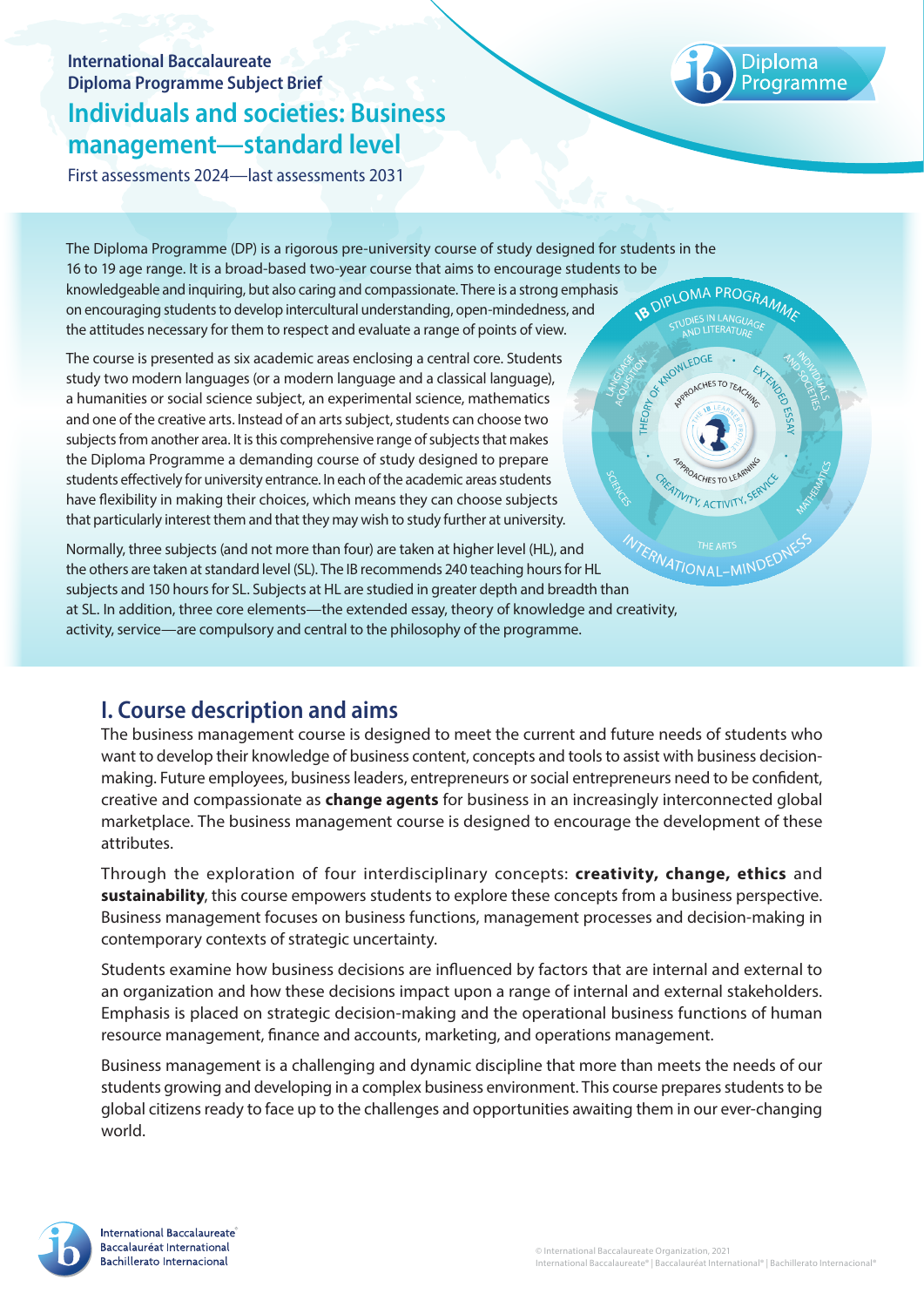International Baccalaureate
Diploma Programme Subject Brief

# Individuals and societies: Business management—standard level

First assessments 2024—last assessments 2031

The Diploma Programme (DP) is a rigorous pre-university course of study designed for students in the 16 to 19 age range. It is a broad-based two-year course that aims to encourage students to be knowledgeable and inquiring, but also caring and compassionate. There is a strong emphasis on encouraging students to develop intercultural understanding, open-mindedness, and the attitudes necessary for them to respect and evaluate a range of points of view.

The course is presented as six academic areas enclosing a central core. Students study two modern languages (or a modern language and a classical language), a humanities or social science subject, an experimental science, mathematics and one of the creative arts. Instead of an arts subject, students can choose two subjects from another area. It is this comprehensive range of subjects that makes the Diploma Programme a demanding course of study designed to prepare students effectively for university entrance. In each of the academic areas students have flexibility in making their choices, which means they can choose subjects that particularly interest them and that they may wish to study further at university.

Normally, three subjects (and not more than four) are taken at higher level (HL), and the others are taken at standard level (SL). The IB recommends 240 teaching hours for HL subjects and 150 hours for SL. Subjects at HL are studied in greater depth and breadth than at SL. In addition, three core elements—the extended essay, theory of knowledge and creativity, activity, service—are compulsory and central to the philosophy of the programme.

## I. Course description and aims

The business management course is designed to meet the current and future needs of students who want to develop their knowledge of business content, concepts and tools to assist with business decision-making. Future employees, business leaders, entrepreneurs or social entrepreneurs need to be confident, creative and compassionate as **change agents** for business in an increasingly interconnected global marketplace. The business management course is designed to encourage the development of these attributes.

Through the exploration of four interdisciplinary concepts: **creativity, change, ethics** and **sustainability**, this course empowers students to explore these concepts from a business perspective. Business management focuses on business functions, management processes and decision-making in contemporary contexts of strategic uncertainty.

Students examine how business decisions are influenced by factors that are internal and external to an organization and how these decisions impact upon a range of internal and external stakeholders. Emphasis is placed on strategic decision-making and the operational business functions of human resource management, finance and accounts, marketing, and operations management.

Business management is a challenging and dynamic discipline that more than meets the needs of our students growing and developing in a complex business environment. This course prepares students to be global citizens ready to face up to the challenges and opportunities awaiting them in our ever-changing world.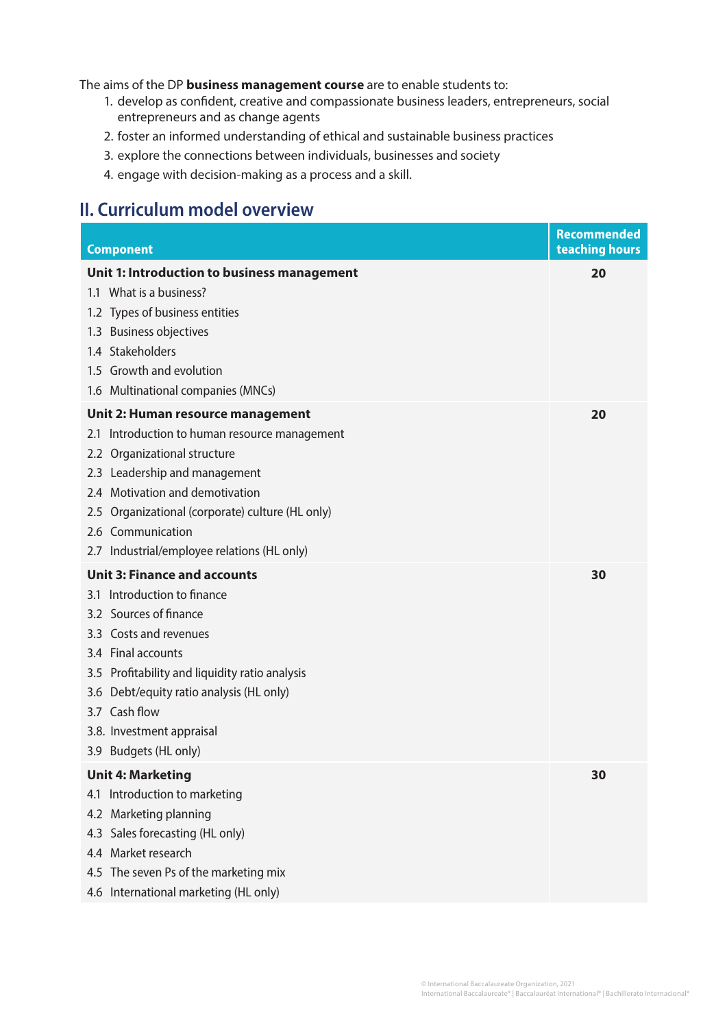The aims of the DP **business management course** are to enable students to:

1. develop as confident, creative and compassionate business leaders, entrepreneurs, social entrepreneurs and as change agents
2. foster an informed understanding of ethical and sustainable business practices
3. explore the connections between individuals, businesses and society
4. engage with decision-making as a process and a skill.

## II. Curriculum model overview

| Component | Recommended teaching hours |
|---|---|
| **Unit 1: Introduction to business management**<br>1.1 What is a business?<br>1.2 Types of business entities<br>1.3 Business objectives<br>1.4 Stakeholders<br>1.5 Growth and evolution<br>1.6 Multinational companies (MNCs) | **20** |
| **Unit 2: Human resource management**<br>2.1 Introduction to human resource management<br>2.2 Organizational structure<br>2.3 Leadership and management<br>2.4 Motivation and demotivation<br>2.5 Organizational (corporate) culture (HL only)<br>2.6 Communication<br>2.7 Industrial/employee relations (HL only) | **20** |
| **Unit 3: Finance and accounts**<br>3.1 Introduction to finance<br>3.2 Sources of finance<br>3.3 Costs and revenues<br>3.4 Final accounts<br>3.5 Profitability and liquidity ratio analysis<br>3.6 Debt/equity ratio analysis (HL only)<br>3.7 Cash flow<br>3.8. Investment appraisal<br>3.9 Budgets (HL only) | **30** |
| **Unit 4: Marketing**<br>4.1 Introduction to marketing<br>4.2 Marketing planning<br>4.3 Sales forecasting (HL only)<br>4.4 Market research<br>4.5 The seven Ps of the marketing mix<br>4.6 International marketing (HL only) | **30** |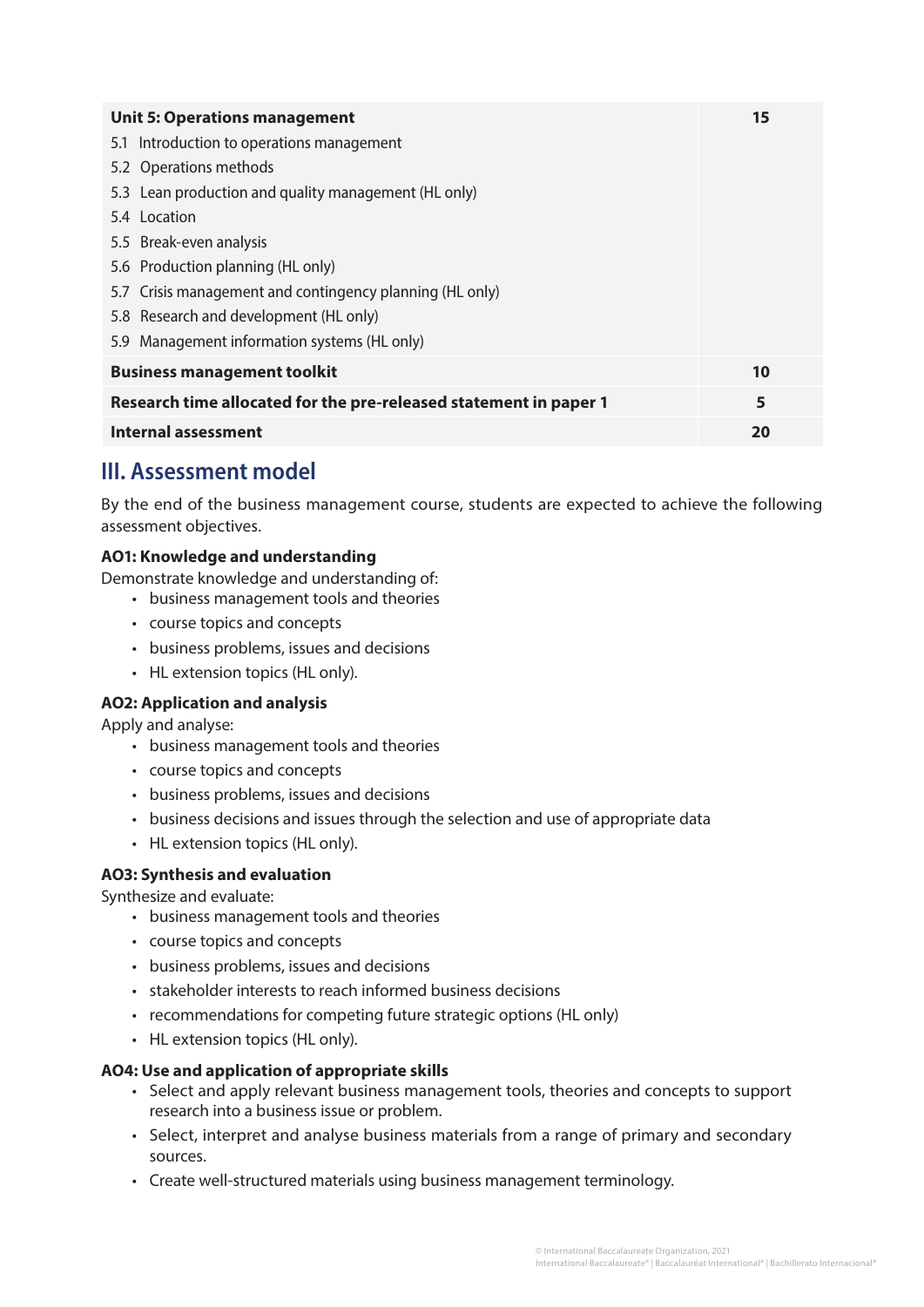| **Unit 5: Operations management** | **15** |
|---|---|
| 5.1 Introduction to operations management<br>5.2 Operations methods<br>5.3 Lean production and quality management (HL only)<br>5.4 Location<br>5.5 Break-even analysis<br>5.6 Production planning (HL only)<br>5.7 Crisis management and contingency planning (HL only)<br>5.8 Research and development (HL only)<br>5.9 Management information systems (HL only) | |
| **Business management toolkit** | **10** |
| **Research time allocated for the pre-released statement in paper 1** | **5** |
| **Internal assessment** | **20** |

## III. Assessment model

By the end of the business management course, students are expected to achieve the following assessment objectives.

**AO1: Knowledge and understanding**

Demonstrate knowledge and understanding of:

- business management tools and theories
- course topics and concepts
- business problems, issues and decisions
- HL extension topics (HL only).

**AO2: Application and analysis**

Apply and analyse:

- business management tools and theories
- course topics and concepts
- business problems, issues and decisions
- business decisions and issues through the selection and use of appropriate data
- HL extension topics (HL only).

**AO3: Synthesis and evaluation**

Synthesize and evaluate:

- business management tools and theories
- course topics and concepts
- business problems, issues and decisions
- stakeholder interests to reach informed business decisions
- recommendations for competing future strategic options (HL only)
- HL extension topics (HL only).

**AO4: Use and application of appropriate skills**

- Select and apply relevant business management tools, theories and concepts to support research into a business issue or problem.
- Select, interpret and analyse business materials from a range of primary and secondary sources.
- Create well-structured materials using business management terminology.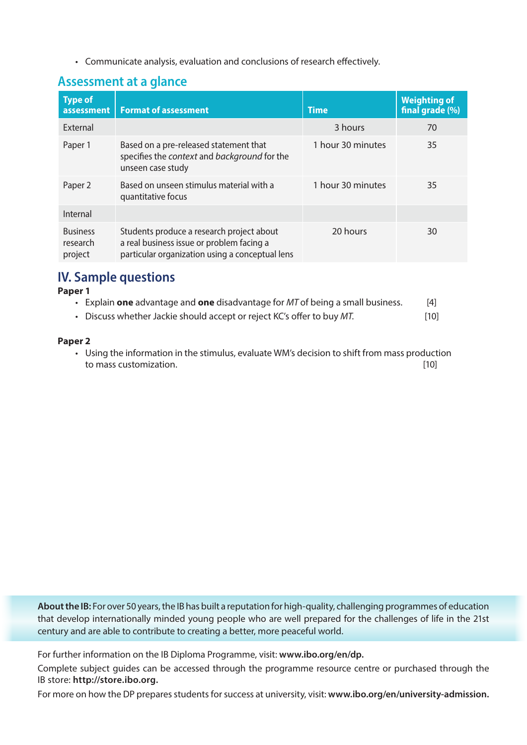- Communicate analysis, evaluation and conclusions of research effectively.

## Assessment at a glance

| Type of assessment | Format of assessment | Time | Weighting of final grade (%) |
|---|---|---|---|
| External | | 3 hours | 70 |
| Paper 1 | Based on a pre-released statement that specifies the *context* and *background* for the unseen case study | 1 hour 30 minutes | 35 |
| Paper 2 | Based on unseen stimulus material with a quantitative focus | 1 hour 30 minutes | 35 |
| Internal | | | |
| Business research project | Students produce a research project about a real business issue or problem facing a particular organization using a conceptual lens | 20 hours | 30 |

## IV. Sample questions

**Paper 1**

- Explain **one** advantage and **one** disadvantage for *MT* of being a small business. [4]
- Discuss whether Jackie should accept or reject KC's offer to buy *MT*. [10]

**Paper 2**

- Using the information in the stimulus, evaluate WM's decision to shift from mass production to mass customization. [10]

**About the IB:** For over 50 years, the IB has built a reputation for high-quality, challenging programmes of education that develop internationally minded young people who are well prepared for the challenges of life in the 21st century and are able to contribute to creating a better, more peaceful world.

For further information on the IB Diploma Programme, visit: **www.ibo.org/en/dp.**

Complete subject guides can be accessed through the programme resource centre or purchased through the IB store: **http://store.ibo.org.**

For more on how the DP prepares students for success at university, visit: **www.ibo.org/en/university-admission.**